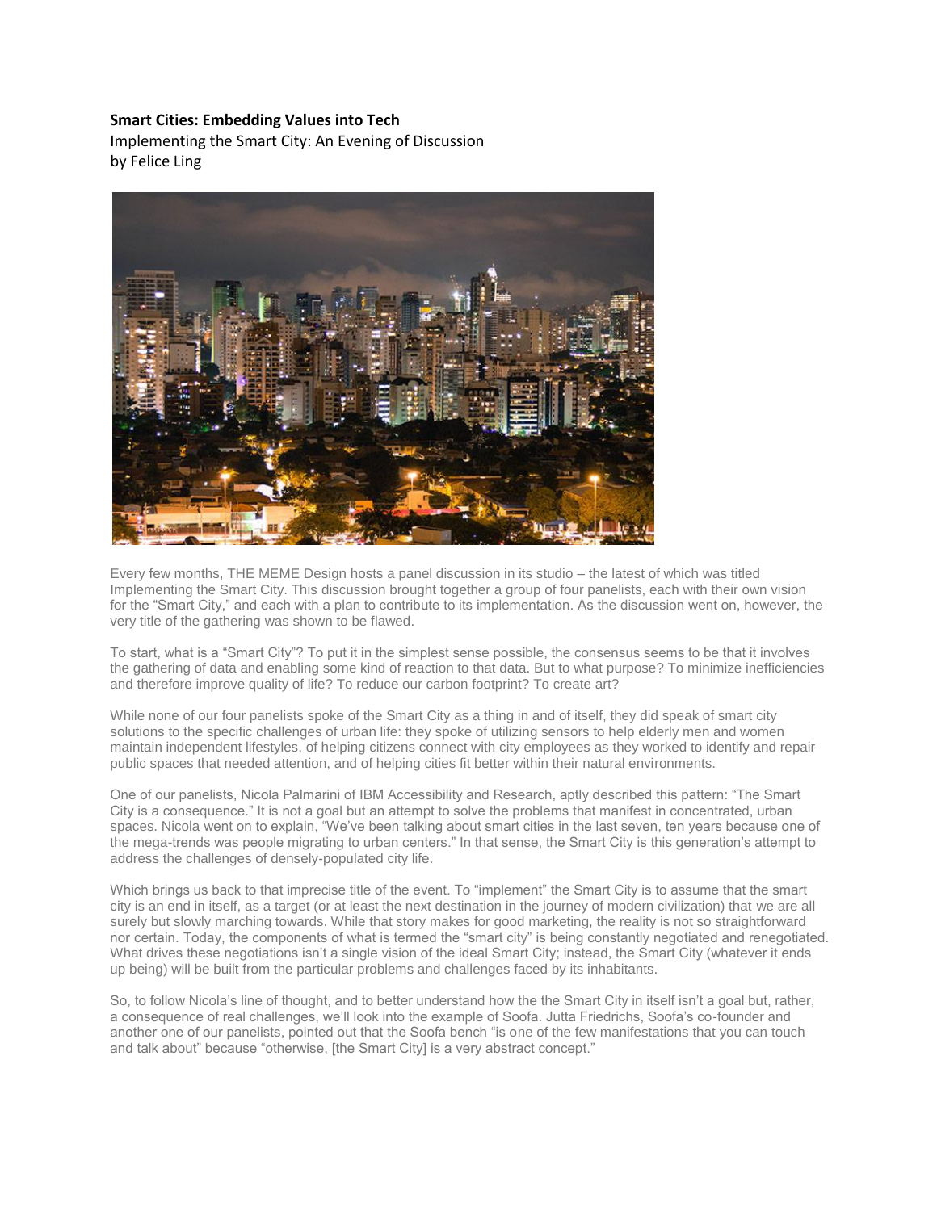**Smart Cities: Embedding Values into Tech**

Implementing the Smart City: An Evening of Discussion

by Felice Ling

Every few months, THE MEME Design hosts a panel discussion in its studio – the latest of which was titled Implementing the Smart City. This discussion brought together a group of four panelists, each with their own vision for the "Smart City," and each with a plan to contribute to its implementation. As the discussion went on, however, the very title of the gathering was shown to be flawed.

To start, what is a "Smart City"? To put it in the simplest sense possible, the consensus seems to be that it involves the gathering of data and enabling some kind of reaction to that data. But to what purpose? To minimize inefficiencies and therefore improve quality of life? To reduce our carbon footprint? To create art?

While none of our four panelists spoke of the Smart City as a thing in and of itself, they did speak of smart city solutions to the specific challenges of urban life: they spoke of utilizing sensors to help elderly men and women maintain independent lifestyles, of helping citizens connect with city employees as they worked to identify and repair public spaces that needed attention, and of helping cities fit better within their natural environments.

One of our panelists, Nicola Palmarini of IBM Accessibility and Research, aptly described this pattern: "The Smart City is a consequence." It is not a goal but an attempt to solve the problems that manifest in concentrated, urban spaces. Nicola went on to explain, "We've been talking about smart cities in the last seven, ten years because one of the mega-trends was people migrating to urban centers." In that sense, the Smart City is this generation's attempt to address the challenges of densely-populated city life.

Which brings us back to that imprecise title of the event. To "implement" the Smart City is to assume that the smart city is an end in itself, as a target (or at least the next destination in the journey of modern civilization) that we are all surely but slowly marching towards. While that story makes for good marketing, the reality is not so straightforward nor certain. Today, the components of what is termed the "smart city" is being constantly negotiated and renegotiated. What drives these negotiations isn't a single vision of the ideal Smart City; instead, the Smart City (whatever it ends up being) will be built from the particular problems and challenges faced by its inhabitants.

So, to follow Nicola's line of thought, and to better understand how the the Smart City in itself isn't a goal but, rather, a consequence of real challenges, we'll look into the example of Soofa. Jutta Friedrichs, Soofa's co-founder and another one of our panelists, pointed out that the Soofa bench "is one of the few manifestations that you can touch and talk about" because "otherwise, [the Smart City] is a very abstract concept."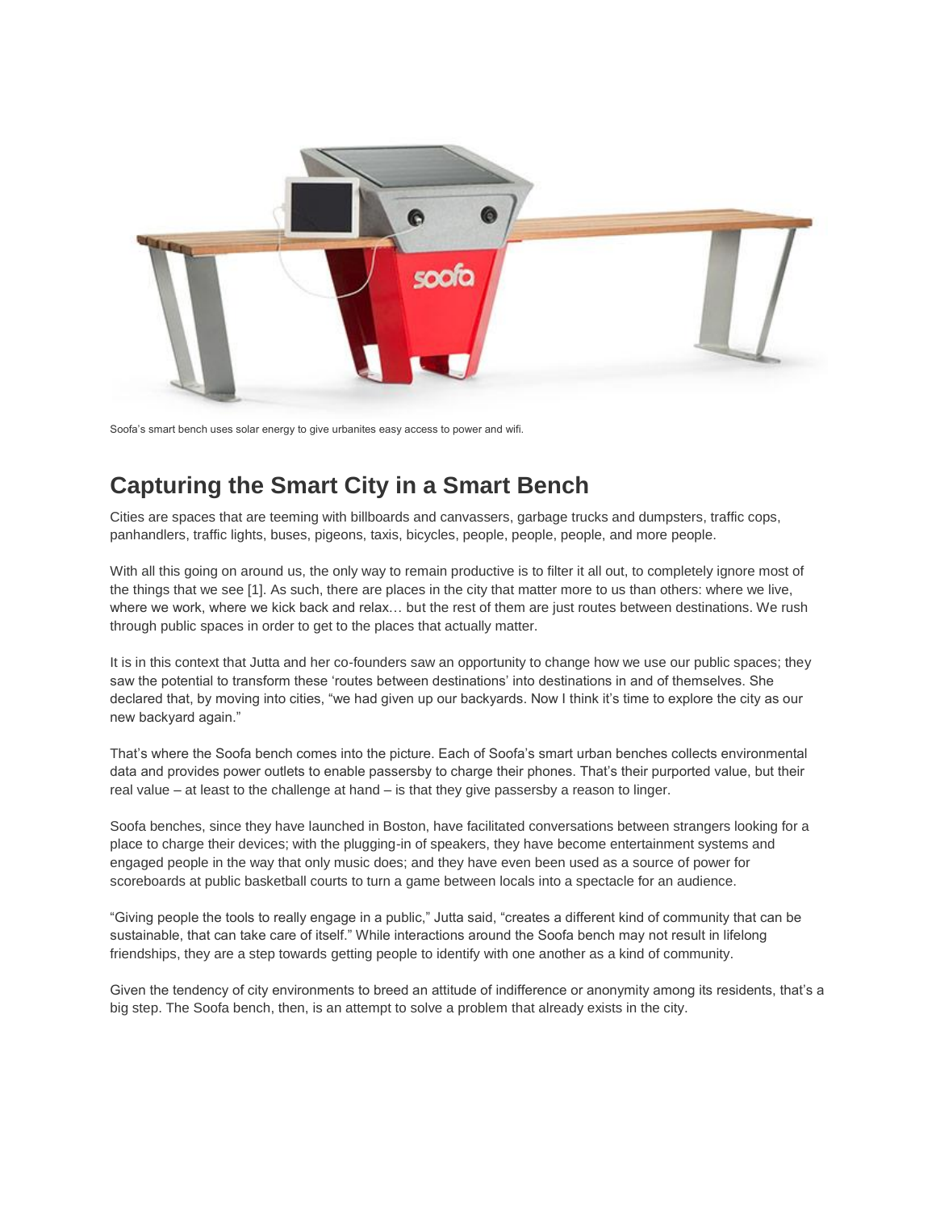Soofa's smart bench uses solar energy to give urbanites easy access to power and wifi.

## Capturing the Smart City in a Smart Bench

Cities are spaces that are teeming with billboards and canvassers, garbage trucks and dumpsters, traffic cops, panhandlers, traffic lights, buses, pigeons, taxis, bicycles, people, people, people, and more people.

With all this going on around us, the only way to remain productive is to filter it all out, to completely ignore most of the things that we see [1]. As such, there are places in the city that matter more to us than others: where we live, where we work, where we kick back and relax… but the rest of them are just routes between destinations. We rush through public spaces in order to get to the places that actually matter.

It is in this context that Jutta and her co-founders saw an opportunity to change how we use our public spaces; they saw the potential to transform these 'routes between destinations' into destinations in and of themselves. She declared that, by moving into cities, "we had given up our backyards. Now I think it's time to explore the city as our new backyard again."

That's where the Soofa bench comes into the picture. Each of Soofa's smart urban benches collects environmental data and provides power outlets to enable passersby to charge their phones. That's their purported value, but their real value – at least to the challenge at hand – is that they give passersby a reason to linger.

Soofa benches, since they have launched in Boston, have facilitated conversations between strangers looking for a place to charge their devices; with the plugging-in of speakers, they have become entertainment systems and engaged people in the way that only music does; and they have even been used as a source of power for scoreboards at public basketball courts to turn a game between locals into a spectacle for an audience.

"Giving people the tools to really engage in a public," Jutta said, "creates a different kind of community that can be sustainable, that can take care of itself." While interactions around the Soofa bench may not result in lifelong friendships, they are a step towards getting people to identify with one another as a kind of community.

Given the tendency of city environments to breed an attitude of indifference or anonymity among its residents, that's a big step. The Soofa bench, then, is an attempt to solve a problem that already exists in the city.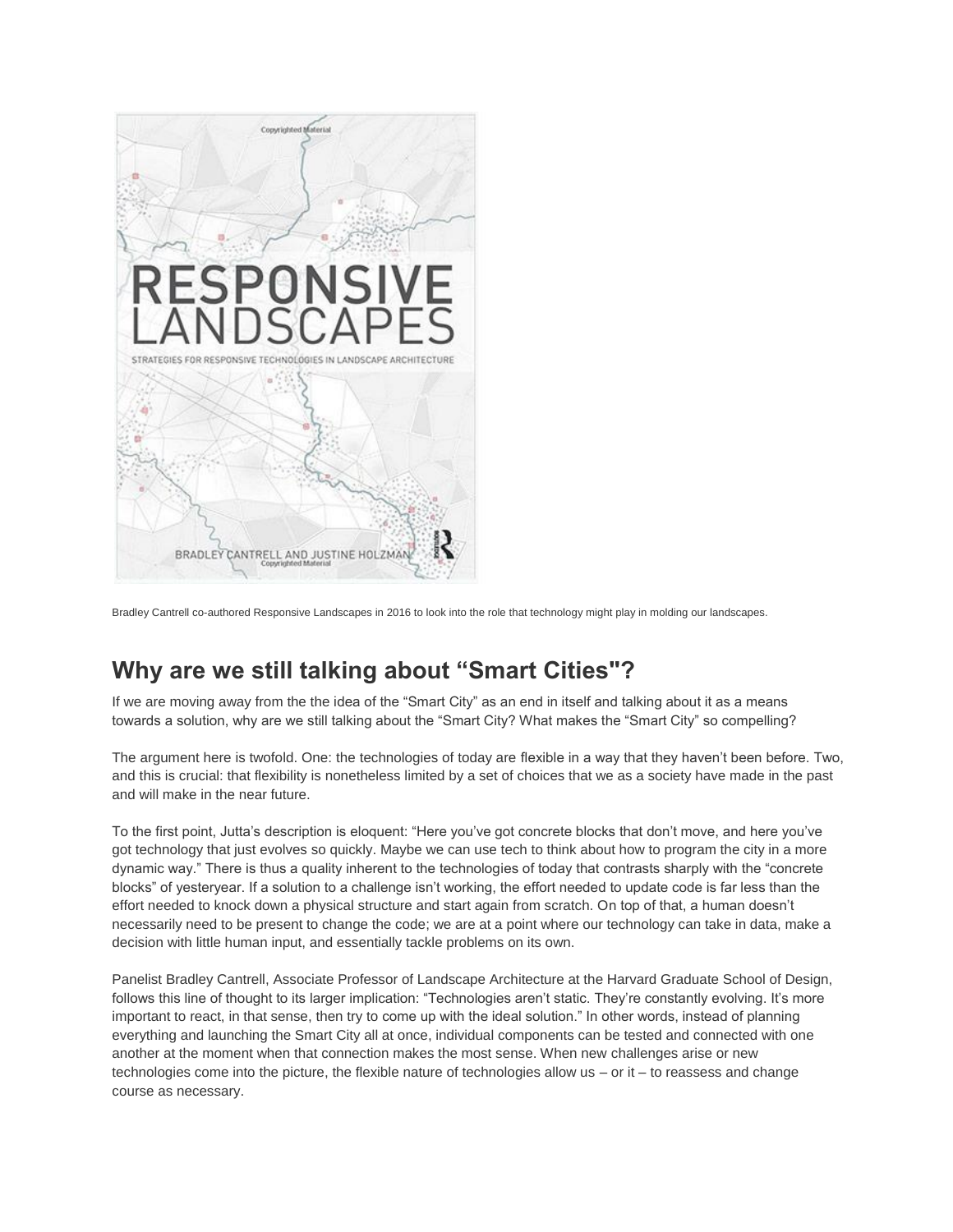Bradley Cantrell co-authored Responsive Landscapes in 2016 to look into the role that technology might play in molding our landscapes.

## Why are we still talking about "Smart Cities"?

If we are moving away from the the idea of the "Smart City" as an end in itself and talking about it as a means towards a solution, why are we still talking about the "Smart City? What makes the "Smart City" so compelling?

The argument here is twofold. One: the technologies of today are flexible in a way that they haven't been before. Two, and this is crucial: that flexibility is nonetheless limited by a set of choices that we as a society have made in the past and will make in the near future.

To the first point, Jutta's description is eloquent: "Here you've got concrete blocks that don't move, and here you've got technology that just evolves so quickly. Maybe we can use tech to think about how to program the city in a more dynamic way." There is thus a quality inherent to the technologies of today that contrasts sharply with the "concrete blocks" of yesteryear. If a solution to a challenge isn't working, the effort needed to update code is far less than the effort needed to knock down a physical structure and start again from scratch. On top of that, a human doesn't necessarily need to be present to change the code; we are at a point where our technology can take in data, make a decision with little human input, and essentially tackle problems on its own.

Panelist Bradley Cantrell, Associate Professor of Landscape Architecture at the Harvard Graduate School of Design, follows this line of thought to its larger implication: "Technologies aren't static. They're constantly evolving. It's more important to react, in that sense, then try to come up with the ideal solution." In other words, instead of planning everything and launching the Smart City all at once, individual components can be tested and connected with one another at the moment when that connection makes the most sense. When new challenges arise or new technologies come into the picture, the flexible nature of technologies allow us – or it – to reassess and change course as necessary.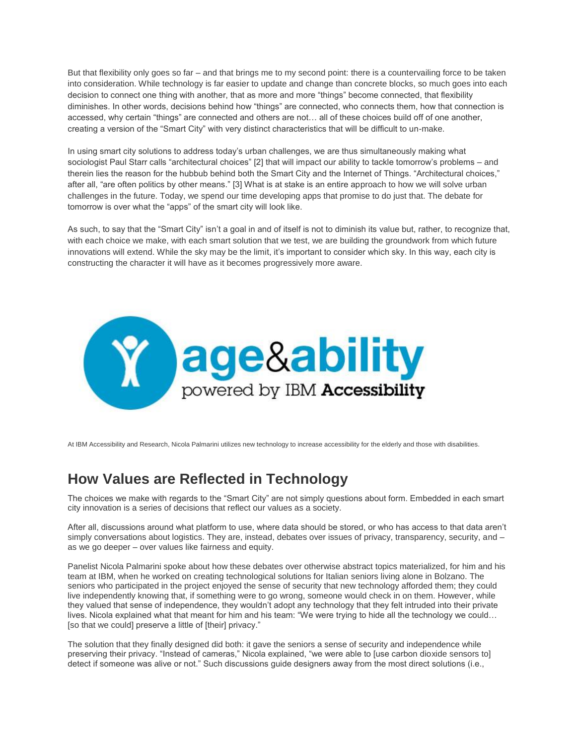But that flexibility only goes so far – and that brings me to my second point: there is a countervailing force to be taken into consideration. While technology is far easier to update and change than concrete blocks, so much goes into each decision to connect one thing with another, that as more and more "things" become connected, that flexibility diminishes. In other words, decisions behind how "things" are connected, who connects them, how that connection is accessed, why certain "things" are connected and others are not… all of these choices build off of one another, creating a version of the "Smart City" with very distinct characteristics that will be difficult to un-make.

In using smart city solutions to address today's urban challenges, we are thus simultaneously making what sociologist Paul Starr calls "architectural choices" [2] that will impact our ability to tackle tomorrow's problems – and therein lies the reason for the hubbub behind both the Smart City and the Internet of Things. "Architectural choices," after all, "are often politics by other means." [3] What is at stake is an entire approach to how we will solve urban challenges in the future. Today, we spend our time developing apps that promise to do just that. The debate for tomorrow is over what the "apps" of the smart city will look like.

As such, to say that the "Smart City" isn't a goal in and of itself is not to diminish its value but, rather, to recognize that, with each choice we make, with each smart solution that we test, we are building the groundwork from which future innovations will extend. While the sky may be the limit, it's important to consider which sky. In this way, each city is constructing the character it will have as it becomes progressively more aware.

age&ability powered by IBM **Accessibility**

At IBM Accessibility and Research, Nicola Palmarini utilizes new technology to increase accessibility for the elderly and those with disabilities.

## How Values are Reflected in Technology

The choices we make with regards to the "Smart City" are not simply questions about form. Embedded in each smart city innovation is a series of decisions that reflect our values as a society.

After all, discussions around what platform to use, where data should be stored, or who has access to that data aren't simply conversations about logistics. They are, instead, debates over issues of privacy, transparency, security, and – as we go deeper – over values like fairness and equity.

Panelist Nicola Palmarini spoke about how these debates over otherwise abstract topics materialized, for him and his team at IBM, when he worked on creating technological solutions for Italian seniors living alone in Bolzano. The seniors who participated in the project enjoyed the sense of security that new technology afforded them; they could live independently knowing that, if something were to go wrong, someone would check in on them. However, while they valued that sense of independence, they wouldn't adopt any technology that they felt intruded into their private lives. Nicola explained what that meant for him and his team: "We were trying to hide all the technology we could… [so that we could] preserve a little of [their] privacy."

The solution that they finally designed did both: it gave the seniors a sense of security and independence while preserving their privacy. "Instead of cameras," Nicola explained, "we were able to [use carbon dioxide sensors to] detect if someone was alive or not." Such discussions guide designers away from the most direct solutions (i.e.,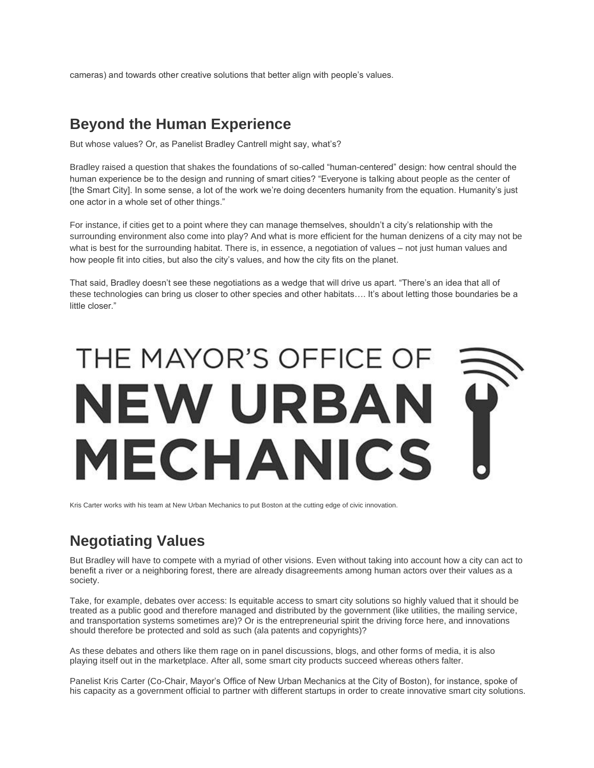cameras) and towards other creative solutions that better align with people's values.

## Beyond the Human Experience

But whose values? Or, as Panelist Bradley Cantrell might say, what's?

Bradley raised a question that shakes the foundations of so-called "human-centered" design: how central should the human experience be to the design and running of smart cities? "Everyone is talking about people as the center of [the Smart City]. In some sense, a lot of the work we're doing decenters humanity from the equation. Humanity's just one actor in a whole set of other things."

For instance, if cities get to a point where they can manage themselves, shouldn't a city's relationship with the surrounding environment also come into play? And what is more efficient for the human denizens of a city may not be what is best for the surrounding habitat. There is, in essence, a negotiation of values – not just human values and how people fit into cities, but also the city's values, and how the city fits on the planet.

That said, Bradley doesn't see these negotiations as a wedge that will drive us apart. "There's an idea that all of these technologies can bring us closer to other species and other habitats…. It's about letting those boundaries be a little closer."

THE MAYOR'S OFFICE OF NEW URBAN MECHANICS

Kris Carter works with his team at New Urban Mechanics to put Boston at the cutting edge of civic innovation.

## Negotiating Values

But Bradley will have to compete with a myriad of other visions. Even without taking into account how a city can act to benefit a river or a neighboring forest, there are already disagreements among human actors over their values as a society.

Take, for example, debates over access: Is equitable access to smart city solutions so highly valued that it should be treated as a public good and therefore managed and distributed by the government (like utilities, the mailing service, and transportation systems sometimes are)? Or is the entrepreneurial spirit the driving force here, and innovations should therefore be protected and sold as such (ala patents and copyrights)?

As these debates and others like them rage on in panel discussions, blogs, and other forms of media, it is also playing itself out in the marketplace. After all, some smart city products succeed whereas others falter.

Panelist Kris Carter (Co-Chair, Mayor's Office of New Urban Mechanics at the City of Boston), for instance, spoke of his capacity as a government official to partner with different startups in order to create innovative smart city solutions.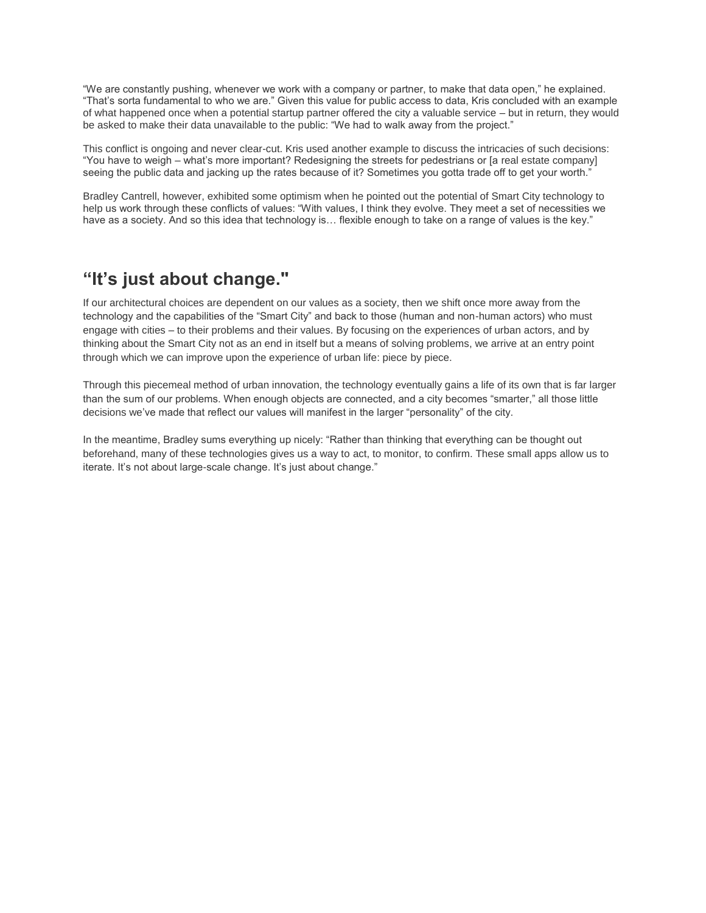“We are constantly pushing, whenever we work with a company or partner, to make that data open,” he explained. “That’s sorta fundamental to who we are.” Given this value for public access to data, Kris concluded with an example of what happened once when a potential startup partner offered the city a valuable service – but in return, they would be asked to make their data unavailable to the public: “We had to walk away from the project.”

This conflict is ongoing and never clear-cut. Kris used another example to discuss the intricacies of such decisions: “You have to weigh – what’s more important? Redesigning the streets for pedestrians or [a real estate company] seeing the public data and jacking up the rates because of it? Sometimes you gotta trade off to get your worth.”

Bradley Cantrell, however, exhibited some optimism when he pointed out the potential of Smart City technology to help us work through these conflicts of values: “With values, I think they evolve. They meet a set of necessities we have as a society. And so this idea that technology is… flexible enough to take on a range of values is the key.”

## “It’s just about change."

If our architectural choices are dependent on our values as a society, then we shift once more away from the technology and the capabilities of the “Smart City” and back to those (human and non-human actors) who must engage with cities – to their problems and their values. By focusing on the experiences of urban actors, and by thinking about the Smart City not as an end in itself but a means of solving problems, we arrive at an entry point through which we can improve upon the experience of urban life: piece by piece.

Through this piecemeal method of urban innovation, the technology eventually gains a life of its own that is far larger than the sum of our problems. When enough objects are connected, and a city becomes “smarter,” all those little decisions we’ve made that reflect our values will manifest in the larger “personality” of the city.

In the meantime, Bradley sums everything up nicely: “Rather than thinking that everything can be thought out beforehand, many of these technologies gives us a way to act, to monitor, to confirm. These small apps allow us to iterate. It’s not about large-scale change. It’s just about change.”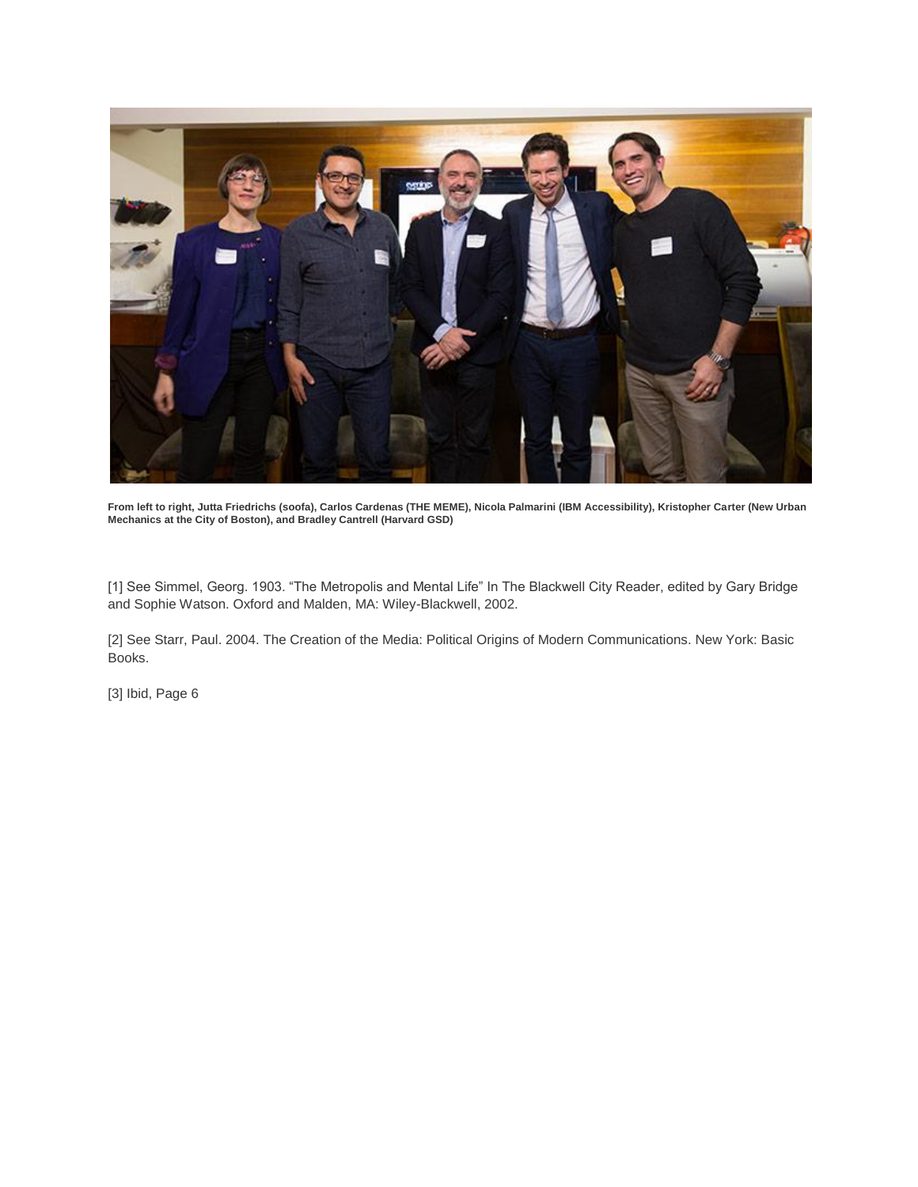**From left to right, Jutta Friedrichs (soofa), Carlos Cardenas (THE MEME), Nicola Palmarini (IBM Accessibility), Kristopher Carter (New Urban Mechanics at the City of Boston), and Bradley Cantrell (Harvard GSD)**

[1] See Simmel, Georg. 1903. "The Metropolis and Mental Life" In The Blackwell City Reader, edited by Gary Bridge and Sophie Watson. Oxford and Malden, MA: Wiley-Blackwell, 2002.

[2] See Starr, Paul. 2004. The Creation of the Media: Political Origins of Modern Communications. New York: Basic Books.

[3] Ibid, Page 6